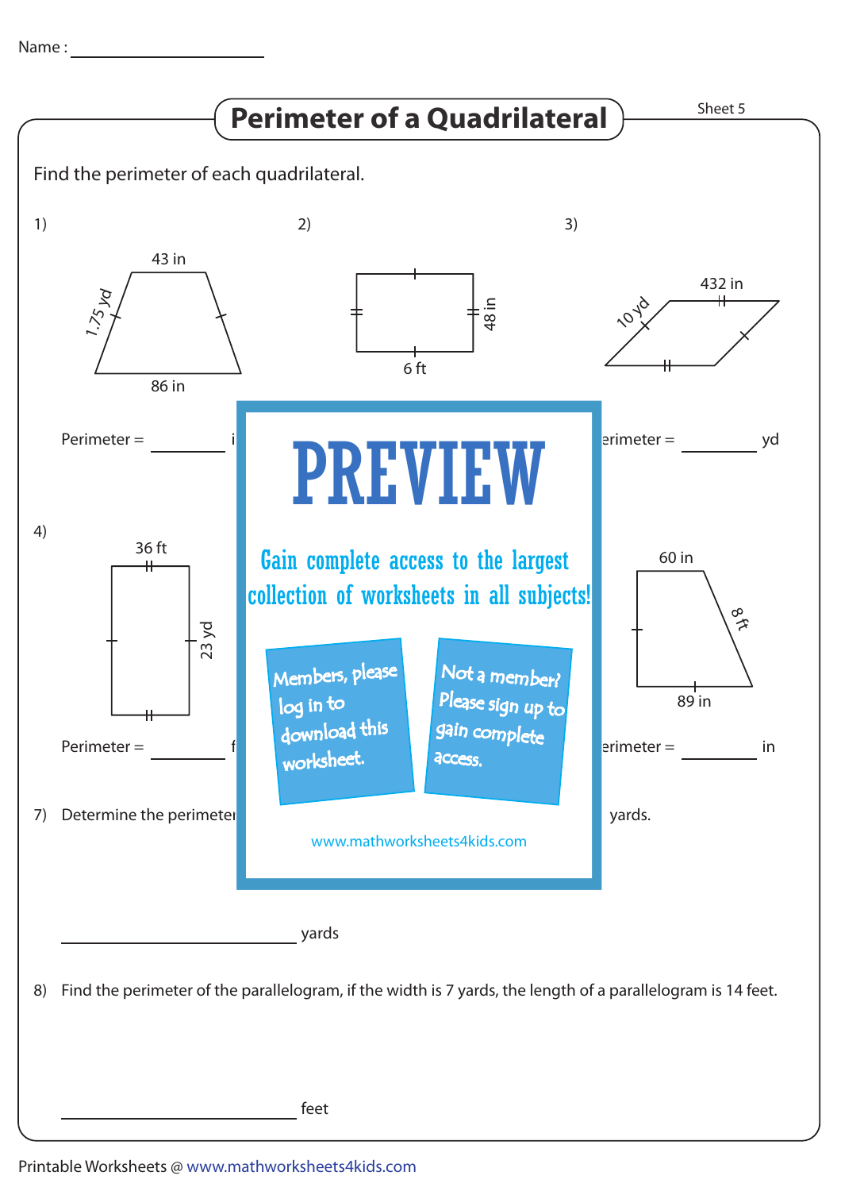Name : ____________________

# Perimeter of a Quadrilateral

Sheet 5

Find the perimeter of each quadrilateral.

1) 43 in, 1.75 yd, 86 in

Perimeter = ________ i

2) 48 in, 6 ft

3) 10 yd, 432 in

erimeter = ________ yd

4) 36 ft, 23 yd

Perimeter = ________ f

60 in, 8 ft, 89 in

erimeter = ________ in

**PREVIEW**

Gain complete access to the largest collection of worksheets in all subjects!

Members, please log in to download this worksheet.

Not a member? Please sign up to gain complete access.

www.mathworksheets4kids.com

7) Determine the perimete ... yards.

________________________ yards

8) Find the perimeter of the parallelogram, if the width is 7 yards, the length of a parallelogram is 14 feet.

________________________ feet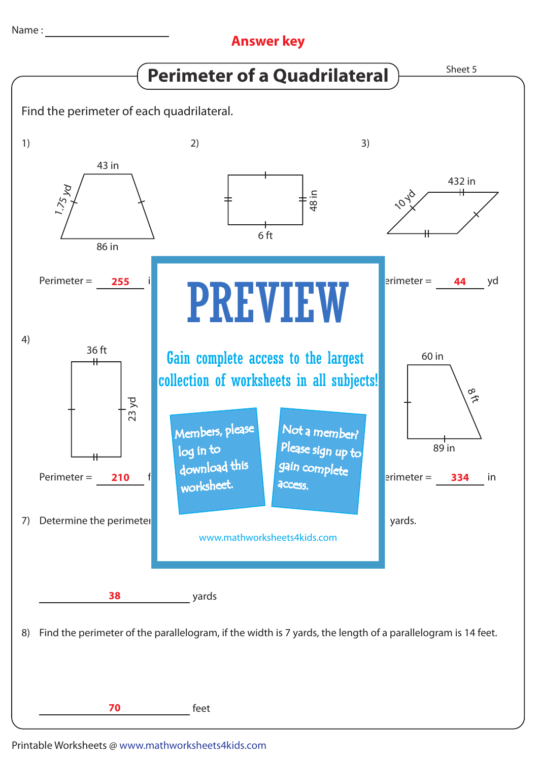Name : ____________________

**Answer key**

# Perimeter of a Quadrilateral

Sheet 5

Find the perimeter of each quadrilateral.

1)

43 in

1.75 yd

86 in

Perimeter = **255** i

2)

48 in

6 ft

3)

432 in

10 yd

erimeter = **44** yd

4)

36 ft

23 yd

Perimeter = **210** f

60 in

8 ft

89 in

erimeter = **334** in

PREVIEW

Gain complete access to the largest collection of worksheets in all subjects!

Members, please log in to download this worksheet.

Not a member? Please sign up to gain complete access.

www.mathworksheets4kids.com

7) Determine the perimete yards.

**38** yards

8) Find the perimeter of the parallelogram, if the width is 7 yards, the length of a parallelogram is 14 feet.

**70** feet